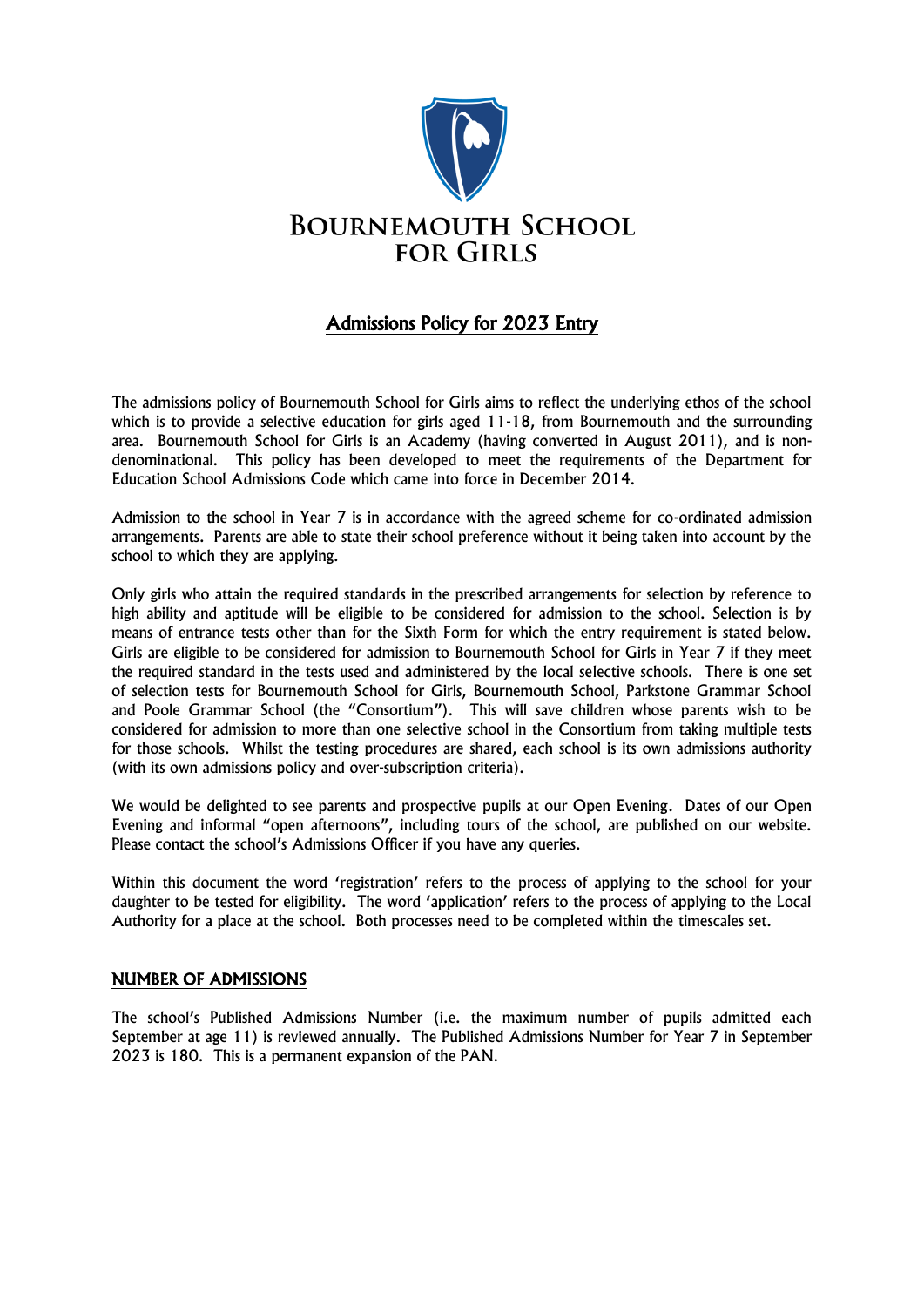# Bournemouth School for Girls

## Admissions Policy for 2023 Entry

The admissions policy of Bournemouth School for Girls aims to reflect the underlying ethos of the school which is to provide a selective education for girls aged 11-18, from Bournemouth and the surrounding area. Bournemouth School for Girls is an Academy (having converted in August 2011), and is non-denominational. This policy has been developed to meet the requirements of the Department for Education School Admissions Code which came into force in December 2014.

Admission to the school in Year 7 is in accordance with the agreed scheme for co-ordinated admission arrangements. Parents are able to state their school preference without it being taken into account by the school to which they are applying.

Only girls who attain the required standards in the prescribed arrangements for selection by reference to high ability and aptitude will be eligible to be considered for admission to the school. Selection is by means of entrance tests other than for the Sixth Form for which the entry requirement is stated below. Girls are eligible to be considered for admission to Bournemouth School for Girls in Year 7 if they meet the required standard in the tests used and administered by the local selective schools. There is one set of selection tests for Bournemouth School for Girls, Bournemouth School, Parkstone Grammar School and Poole Grammar School (the "Consortium"). This will save children whose parents wish to be considered for admission to more than one selective school in the Consortium from taking multiple tests for those schools. Whilst the testing procedures are shared, each school is its own admissions authority (with its own admissions policy and over-subscription criteria).

We would be delighted to see parents and prospective pupils at our Open Evening. Dates of our Open Evening and informal "open afternoons", including tours of the school, are published on our website. Please contact the school's Admissions Officer if you have any queries.

Within this document the word 'registration' refers to the process of applying to the school for your daughter to be tested for eligibility. The word 'application' refers to the process of applying to the Local Authority for a place at the school. Both processes need to be completed within the timescales set.

### NUMBER OF ADMISSIONS

The school's Published Admissions Number (i.e. the maximum number of pupils admitted each September at age 11) is reviewed annually. The Published Admissions Number for Year 7 in September 2023 is 180. This is a permanent expansion of the PAN.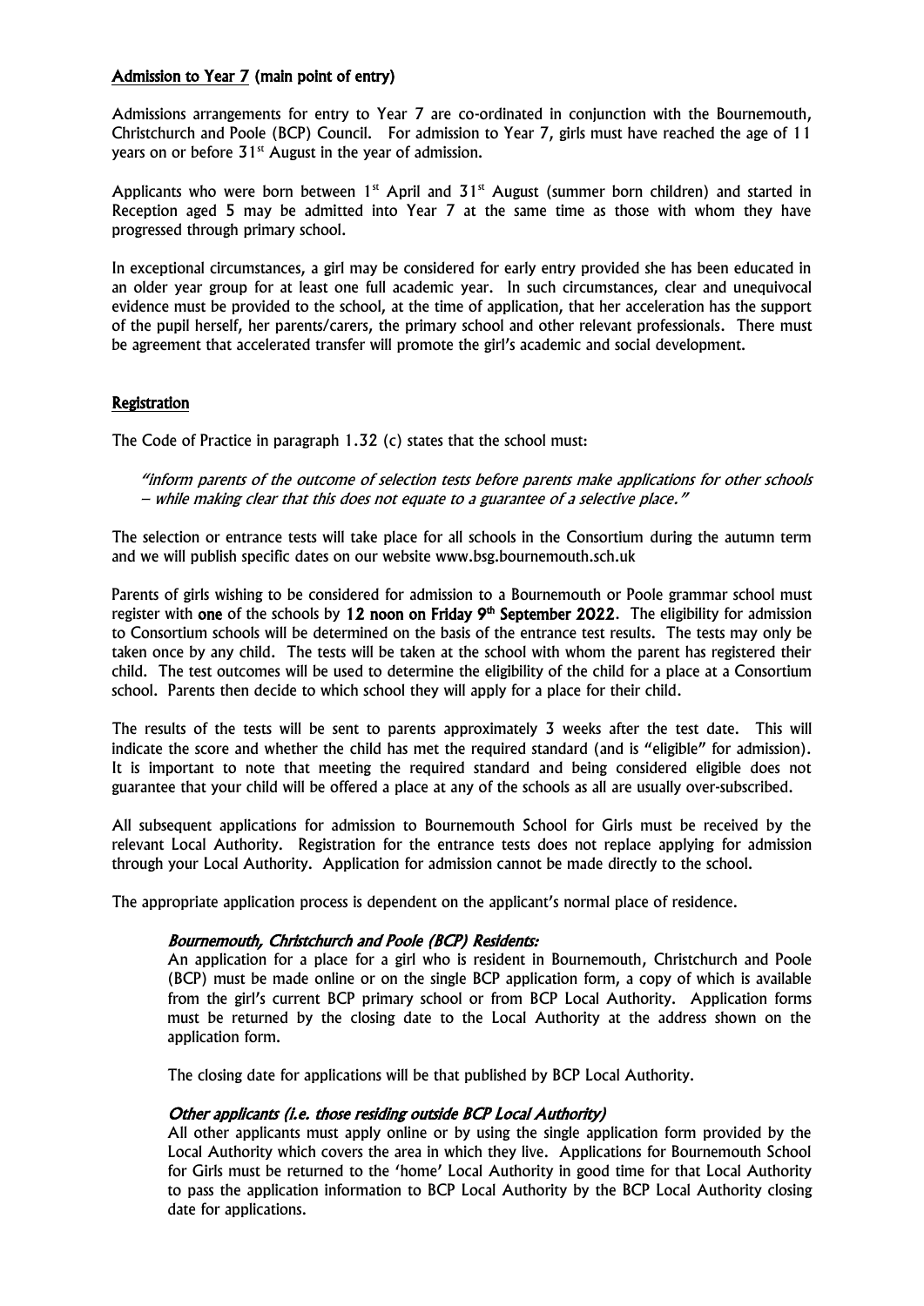## Admission to Year 7 (main point of entry)

Admissions arrangements for entry to Year 7 are co-ordinated in conjunction with the Bournemouth, Christchurch and Poole (BCP) Council. For admission to Year 7, girls must have reached the age of 11 years on or before 31st August in the year of admission.

Applicants who were born between 1st April and 31st August (summer born children) and started in Reception aged 5 may be admitted into Year 7 at the same time as those with whom they have progressed through primary school.

In exceptional circumstances, a girl may be considered for early entry provided she has been educated in an older year group for at least one full academic year. In such circumstances, clear and unequivocal evidence must be provided to the school, at the time of application, that her acceleration has the support of the pupil herself, her parents/carers, the primary school and other relevant professionals. There must be agreement that accelerated transfer will promote the girl's academic and social development.

## Registration

The Code of Practice in paragraph 1.32 (c) states that the school must:

> *"inform parents of the outcome of selection tests before parents make applications for other schools – while making clear that this does not equate to a guarantee of a selective place."*

The selection or entrance tests will take place for all schools in the Consortium during the autumn term and we will publish specific dates on our website www.bsg.bournemouth.sch.uk

Parents of girls wishing to be considered for admission to a Bournemouth or Poole grammar school must register with **one** of the schools by **12 noon on Friday 9th September 2022**. The eligibility for admission to Consortium schools will be determined on the basis of the entrance test results. The tests may only be taken once by any child. The tests will be taken at the school with whom the parent has registered their child. The test outcomes will be used to determine the eligibility of the child for a place at a Consortium school. Parents then decide to which school they will apply for a place for their child.

The results of the tests will be sent to parents approximately 3 weeks after the test date. This will indicate the score and whether the child has met the required standard (and is "eligible" for admission). It is important to note that meeting the required standard and being considered eligible does not guarantee that your child will be offered a place at any of the schools as all are usually over-subscribed.

All subsequent applications for admission to Bournemouth School for Girls must be received by the relevant Local Authority. Registration for the entrance tests does not replace applying for admission through your Local Authority. Application for admission cannot be made directly to the school.

The appropriate application process is dependent on the applicant's normal place of residence.

### *Bournemouth, Christchurch and Poole (BCP) Residents:*

An application for a place for a girl who is resident in Bournemouth, Christchurch and Poole (BCP) must be made online or on the single BCP application form, a copy of which is available from the girl's current BCP primary school or from BCP Local Authority. Application forms must be returned by the closing date to the Local Authority at the address shown on the application form.

The closing date for applications will be that published by BCP Local Authority.

### *Other applicants (i.e. those residing outside BCP Local Authority)*

All other applicants must apply online or by using the single application form provided by the Local Authority which covers the area in which they live. Applications for Bournemouth School for Girls must be returned to the 'home' Local Authority in good time for that Local Authority to pass the application information to BCP Local Authority by the BCP Local Authority closing date for applications.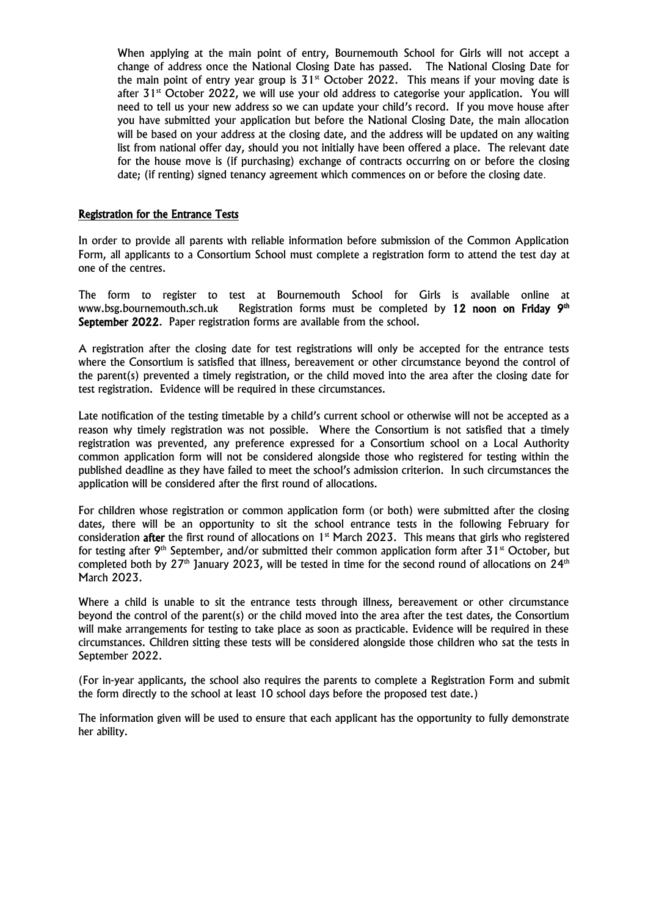When applying at the main point of entry, Bournemouth School for Girls will not accept a change of address once the National Closing Date has passed. The National Closing Date for the main point of entry year group is 31st October 2022. This means if your moving date is after 31st October 2022, we will use your old address to categorise your application. You will need to tell us your new address so we can update your child's record. If you move house after you have submitted your application but before the National Closing Date, the main allocation will be based on your address at the closing date, and the address will be updated on any waiting list from national offer day, should you not initially have been offered a place. The relevant date for the house move is (if purchasing) exchange of contracts occurring on or before the closing date; (if renting) signed tenancy agreement which commences on or before the closing date.

## Registration for the Entrance Tests

In order to provide all parents with reliable information before submission of the Common Application Form, all applicants to a Consortium School must complete a registration form to attend the test day at one of the centres.

The form to register to test at Bournemouth School for Girls is available online at www.bsg.bournemouth.sch.uk Registration forms must be completed by **12 noon on Friday 9th September 2022**. Paper registration forms are available from the school.

A registration after the closing date for test registrations will only be accepted for the entrance tests where the Consortium is satisfied that illness, bereavement or other circumstance beyond the control of the parent(s) prevented a timely registration, or the child moved into the area after the closing date for test registration. Evidence will be required in these circumstances.

Late notification of the testing timetable by a child's current school or otherwise will not be accepted as a reason why timely registration was not possible. Where the Consortium is not satisfied that a timely registration was prevented, any preference expressed for a Consortium school on a Local Authority common application form will not be considered alongside those who registered for testing within the published deadline as they have failed to meet the school's admission criterion. In such circumstances the application will be considered after the first round of allocations.

For children whose registration or common application form (or both) were submitted after the closing dates, there will be an opportunity to sit the school entrance tests in the following February for consideration **after** the first round of allocations on 1st March 2023. This means that girls who registered for testing after 9th September, and/or submitted their common application form after 31st October, but completed both by 27th January 2023, will be tested in time for the second round of allocations on 24th March 2023.

Where a child is unable to sit the entrance tests through illness, bereavement or other circumstance beyond the control of the parent(s) or the child moved into the area after the test dates, the Consortium will make arrangements for testing to take place as soon as practicable. Evidence will be required in these circumstances. Children sitting these tests will be considered alongside those children who sat the tests in September 2022.

(For in-year applicants, the school also requires the parents to complete a Registration Form and submit the form directly to the school at least 10 school days before the proposed test date.)

The information given will be used to ensure that each applicant has the opportunity to fully demonstrate her ability.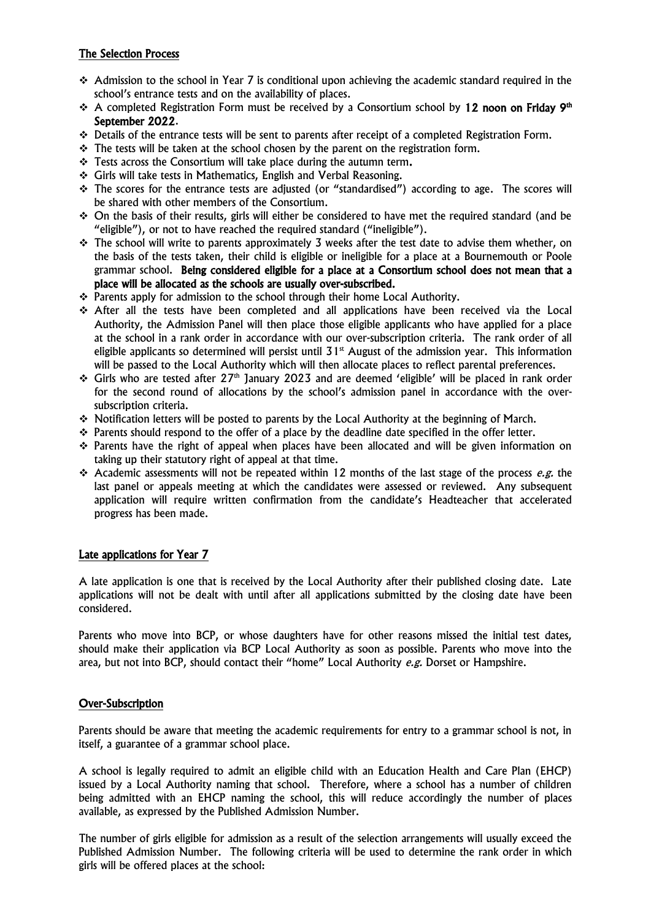## The Selection Process

- Admission to the school in Year 7 is conditional upon achieving the academic standard required in the school's entrance tests and on the availability of places.
- A completed Registration Form must be received by a Consortium school by **12 noon on Friday 9th September 2022**.
- Details of the entrance tests will be sent to parents after receipt of a completed Registration Form.
- The tests will be taken at the school chosen by the parent on the registration form.
- Tests across the Consortium will take place during the autumn term.
- Girls will take tests in Mathematics, English and Verbal Reasoning.
- The scores for the entrance tests are adjusted (or "standardised") according to age. The scores will be shared with other members of the Consortium.
- On the basis of their results, girls will either be considered to have met the required standard (and be "eligible"), or not to have reached the required standard ("ineligible").
- The school will write to parents approximately 3 weeks after the test date to advise them whether, on the basis of the tests taken, their child is eligible or ineligible for a place at a Bournemouth or Poole grammar school. **Being considered eligible for a place at a Consortium school does not mean that a place will be allocated as the schools are usually over-subscribed.**
- Parents apply for admission to the school through their home Local Authority.
- After all the tests have been completed and all applications have been received via the Local Authority, the Admission Panel will then place those eligible applicants who have applied for a place at the school in a rank order in accordance with our over-subscription criteria. The rank order of all eligible applicants so determined will persist until 31st August of the admission year. This information will be passed to the Local Authority which will then allocate places to reflect parental preferences.
- Girls who are tested after 27th January 2023 and are deemed 'eligible' will be placed in rank order for the second round of allocations by the school's admission panel in accordance with the over-subscription criteria.
- Notification letters will be posted to parents by the Local Authority at the beginning of March.
- Parents should respond to the offer of a place by the deadline date specified in the offer letter.
- Parents have the right of appeal when places have been allocated and will be given information on taking up their statutory right of appeal at that time.
- Academic assessments will not be repeated within 12 months of the last stage of the process *e.g.* the last panel or appeals meeting at which the candidates were assessed or reviewed. Any subsequent application will require written confirmation from the candidate's Headteacher that accelerated progress has been made.

## Late applications for Year 7

A late application is one that is received by the Local Authority after their published closing date. Late applications will not be dealt with until after all applications submitted by the closing date have been considered.

Parents who move into BCP, or whose daughters have for other reasons missed the initial test dates, should make their application via BCP Local Authority as soon as possible. Parents who move into the area, but not into BCP, should contact their "home" Local Authority *e.g.* Dorset or Hampshire.

## Over-Subscription

Parents should be aware that meeting the academic requirements for entry to a grammar school is not, in itself, a guarantee of a grammar school place.

A school is legally required to admit an eligible child with an Education Health and Care Plan (EHCP) issued by a Local Authority naming that school. Therefore, where a school has a number of children being admitted with an EHCP naming the school, this will reduce accordingly the number of places available, as expressed by the Published Admission Number.

The number of girls eligible for admission as a result of the selection arrangements will usually exceed the Published Admission Number. The following criteria will be used to determine the rank order in which girls will be offered places at the school: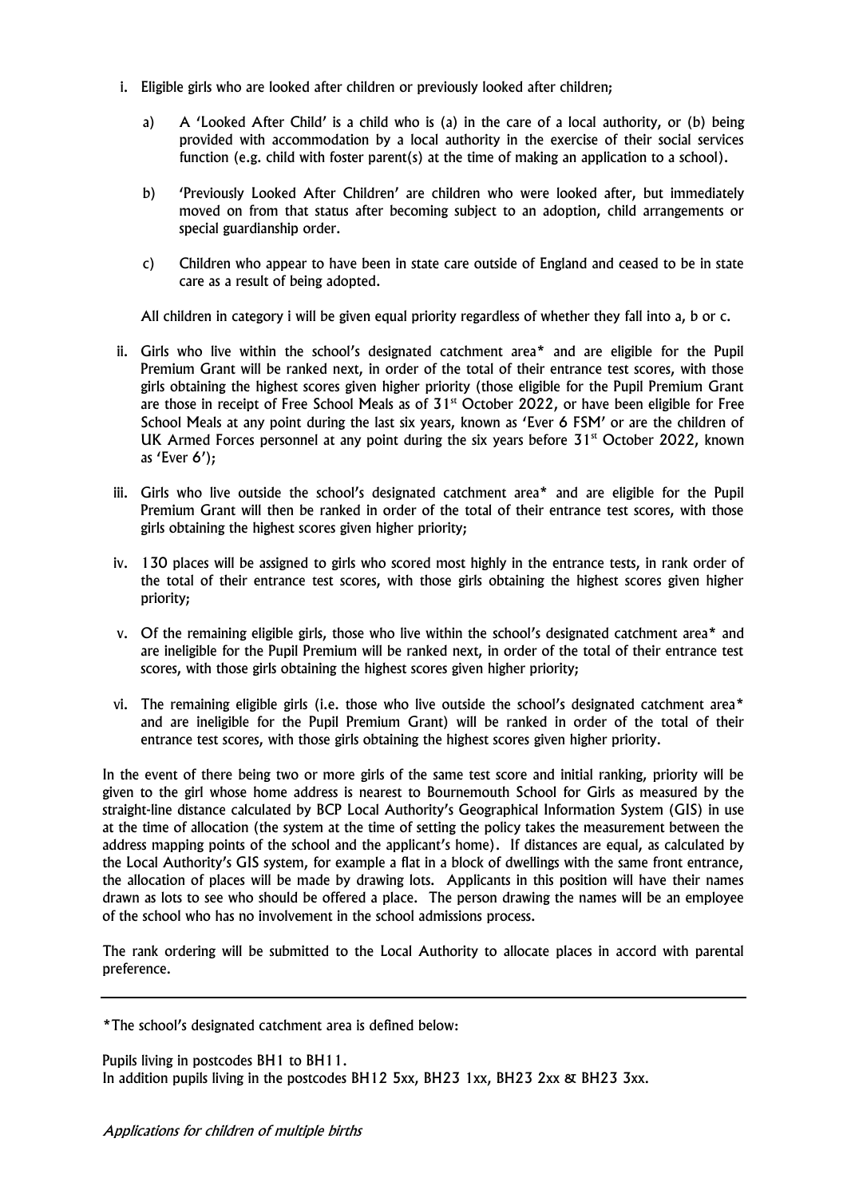i. Eligible girls who are looked after children or previously looked after children;

   a) A 'Looked After Child' is a child who is (a) in the care of a local authority, or (b) being provided with accommodation by a local authority in the exercise of their social services function (e.g. child with foster parent(s) at the time of making an application to a school).

   b) 'Previously Looked After Children' are children who were looked after, but immediately moved on from that status after becoming subject to an adoption, child arrangements or special guardianship order.

   c) Children who appear to have been in state care outside of England and ceased to be in state care as a result of being adopted.

   All children in category i will be given equal priority regardless of whether they fall into a, b or c.

ii. Girls who live within the school's designated catchment area* and are eligible for the Pupil Premium Grant will be ranked next, in order of the total of their entrance test scores, with those girls obtaining the highest scores given higher priority (those eligible for the Pupil Premium Grant are those in receipt of Free School Meals as of 31st October 2022, or have been eligible for Free School Meals at any point during the last six years, known as 'Ever 6 FSM' or are the children of UK Armed Forces personnel at any point during the six years before 31st October 2022, known as 'Ever 6');

iii. Girls who live outside the school's designated catchment area* and are eligible for the Pupil Premium Grant will then be ranked in order of the total of their entrance test scores, with those girls obtaining the highest scores given higher priority;

iv. 130 places will be assigned to girls who scored most highly in the entrance tests, in rank order of the total of their entrance test scores, with those girls obtaining the highest scores given higher priority;

v. Of the remaining eligible girls, those who live within the school's designated catchment area* and are ineligible for the Pupil Premium will be ranked next, in order of the total of their entrance test scores, with those girls obtaining the highest scores given higher priority;

vi. The remaining eligible girls (i.e. those who live outside the school's designated catchment area* and are ineligible for the Pupil Premium Grant) will be ranked in order of the total of their entrance test scores, with those girls obtaining the highest scores given higher priority.

In the event of there being two or more girls of the same test score and initial ranking, priority will be given to the girl whose home address is nearest to Bournemouth School for Girls as measured by the straight-line distance calculated by BCP Local Authority's Geographical Information System (GIS) in use at the time of allocation (the system at the time of setting the policy takes the measurement between the address mapping points of the school and the applicant's home). If distances are equal, as calculated by the Local Authority's GIS system, for example a flat in a block of dwellings with the same front entrance, the allocation of places will be made by drawing lots. Applicants in this position will have their names drawn as lots to see who should be offered a place. The person drawing the names will be an employee of the school who has no involvement in the school admissions process.

The rank ordering will be submitted to the Local Authority to allocate places in accord with parental preference.

---

*The school's designated catchment area is defined below:

Pupils living in postcodes BH1 to BH11.
In addition pupils living in the postcodes BH12 5xx, BH23 1xx, BH23 2xx & BH23 3xx.

*Applications for children of multiple births*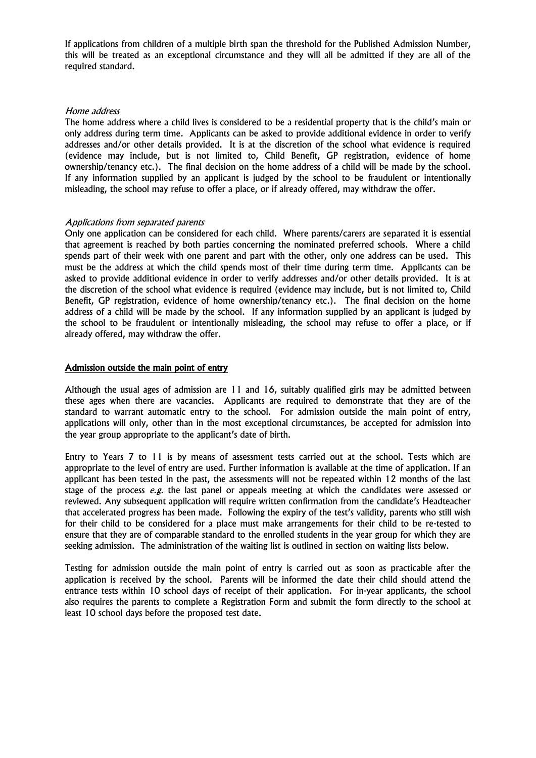If applications from children of a multiple birth span the threshold for the Published Admission Number, this will be treated as an exceptional circumstance and they will all be admitted if they are all of the required standard.

*Home address*

The home address where a child lives is considered to be a residential property that is the child's main or only address during term time. Applicants can be asked to provide additional evidence in order to verify addresses and/or other details provided. It is at the discretion of the school what evidence is required (evidence may include, but is not limited to, Child Benefit, GP registration, evidence of home ownership/tenancy etc.). The final decision on the home address of a child will be made by the school. If any information supplied by an applicant is judged by the school to be fraudulent or intentionally misleading, the school may refuse to offer a place, or if already offered, may withdraw the offer.

*Applications from separated parents*

Only one application can be considered for each child. Where parents/carers are separated it is essential that agreement is reached by both parties concerning the nominated preferred schools. Where a child spends part of their week with one parent and part with the other, only one address can be used. This must be the address at which the child spends most of their time during term time. Applicants can be asked to provide additional evidence in order to verify addresses and/or other details provided. It is at the discretion of the school what evidence is required (evidence may include, but is not limited to, Child Benefit, GP registration, evidence of home ownership/tenancy etc.). The final decision on the home address of a child will be made by the school. If any information supplied by an applicant is judged by the school to be fraudulent or intentionally misleading, the school may refuse to offer a place, or if already offered, may withdraw the offer.

## Admission outside the main point of entry

Although the usual ages of admission are 11 and 16, suitably qualified girls may be admitted between these ages when there are vacancies. Applicants are required to demonstrate that they are of the standard to warrant automatic entry to the school. For admission outside the main point of entry, applications will only, other than in the most exceptional circumstances, be accepted for admission into the year group appropriate to the applicant's date of birth.

Entry to Years 7 to 11 is by means of assessment tests carried out at the school. Tests which are appropriate to the level of entry are used. Further information is available at the time of application. If an applicant has been tested in the past, the assessments will not be repeated within 12 months of the last stage of the process *e.g.* the last panel or appeals meeting at which the candidates were assessed or reviewed. Any subsequent application will require written confirmation from the candidate's Headteacher that accelerated progress has been made. Following the expiry of the test's validity, parents who still wish for their child to be considered for a place must make arrangements for their child to be re-tested to ensure that they are of comparable standard to the enrolled students in the year group for which they are seeking admission. The administration of the waiting list is outlined in section on waiting lists below.

Testing for admission outside the main point of entry is carried out as soon as practicable after the application is received by the school. Parents will be informed the date their child should attend the entrance tests within 10 school days of receipt of their application. For in-year applicants, the school also requires the parents to complete a Registration Form and submit the form directly to the school at least 10 school days before the proposed test date.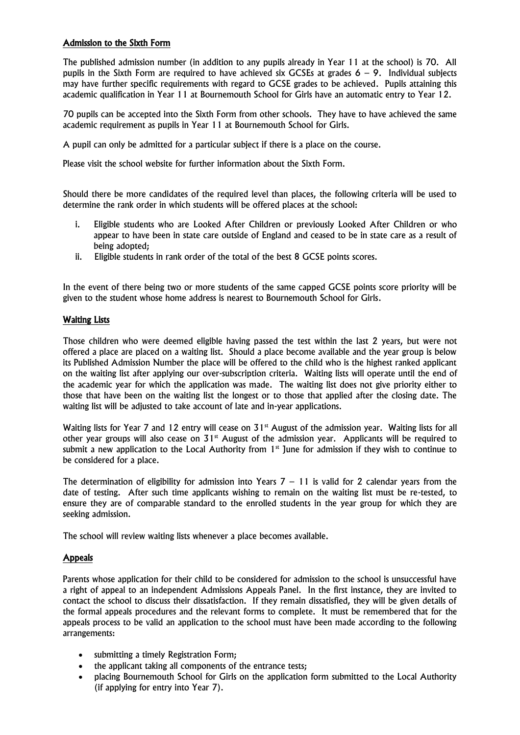## Admission to the Sixth Form

The published admission number (in addition to any pupils already in Year 11 at the school) is 70. All pupils in the Sixth Form are required to have achieved six GCSEs at grades 6 – 9. Individual subjects may have further specific requirements with regard to GCSE grades to be achieved. Pupils attaining this academic qualification in Year 11 at Bournemouth School for Girls have an automatic entry to Year 12.

70 pupils can be accepted into the Sixth Form from other schools. They have to have achieved the same academic requirement as pupils in Year 11 at Bournemouth School for Girls.

A pupil can only be admitted for a particular subject if there is a place on the course.

Please visit the school website for further information about the Sixth Form.

Should there be more candidates of the required level than places, the following criteria will be used to determine the rank order in which students will be offered places at the school:

i. Eligible students who are Looked After Children or previously Looked After Children or who appear to have been in state care outside of England and ceased to be in state care as a result of being adopted;
ii. Eligible students in rank order of the total of the best 8 GCSE points scores.

In the event of there being two or more students of the same capped GCSE points score priority will be given to the student whose home address is nearest to Bournemouth School for Girls.

## Waiting Lists

Those children who were deemed eligible having passed the test within the last 2 years, but were not offered a place are placed on a waiting list. Should a place become available and the year group is below its Published Admission Number the place will be offered to the child who is the highest ranked applicant on the waiting list after applying our over-subscription criteria. Waiting lists will operate until the end of the academic year for which the application was made. The waiting list does not give priority either to those that have been on the waiting list the longest or to those that applied after the closing date. The waiting list will be adjusted to take account of late and in-year applications.

Waiting lists for Year 7 and 12 entry will cease on 31st August of the admission year. Waiting lists for all other year groups will also cease on 31st August of the admission year. Applicants will be required to submit a new application to the Local Authority from 1st June for admission if they wish to continue to be considered for a place.

The determination of eligibility for admission into Years 7 – 11 is valid for 2 calendar years from the date of testing. After such time applicants wishing to remain on the waiting list must be re-tested, to ensure they are of comparable standard to the enrolled students in the year group for which they are seeking admission.

The school will review waiting lists whenever a place becomes available.

## Appeals

Parents whose application for their child to be considered for admission to the school is unsuccessful have a right of appeal to an independent Admissions Appeals Panel. In the first instance, they are invited to contact the school to discuss their dissatisfaction. If they remain dissatisfied, they will be given details of the formal appeals procedures and the relevant forms to complete. It must be remembered that for the appeals process to be valid an application to the school must have been made according to the following arrangements:

- submitting a timely Registration Form;
- the applicant taking all components of the entrance tests;
- placing Bournemouth School for Girls on the application form submitted to the Local Authority (if applying for entry into Year 7).